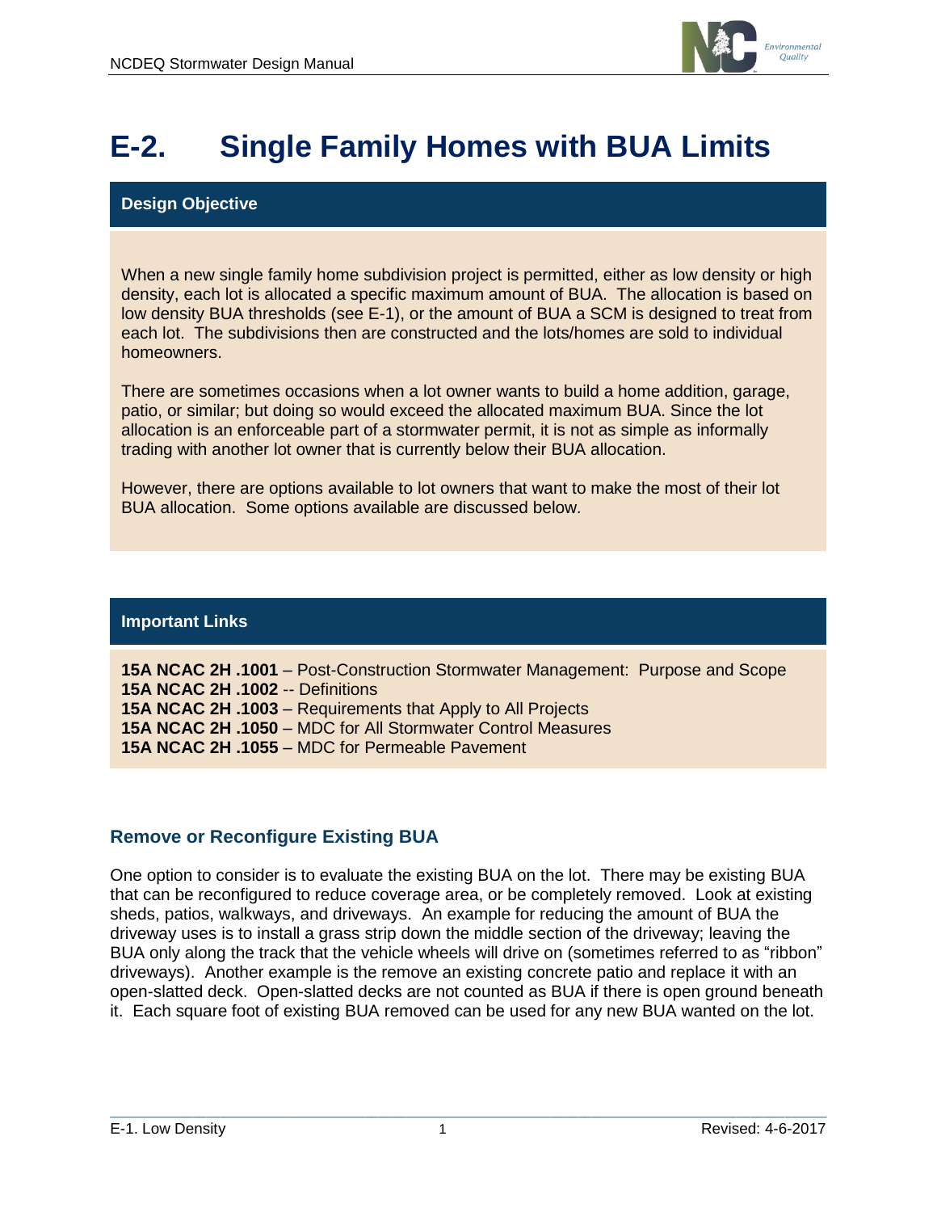# E-2. Single Family Homes with BUA Limits

## Design Objective

When a new single family home subdivision project is permitted, either as low density or high density, each lot is allocated a specific maximum amount of BUA. The allocation is based on low density BUA thresholds (see E-1), or the amount of BUA a SCM is designed to treat from each lot. The subdivisions then are constructed and the lots/homes are sold to individual homeowners.

There are sometimes occasions when a lot owner wants to build a home addition, garage, patio, or similar; but doing so would exceed the allocated maximum BUA. Since the lot allocation is an enforceable part of a stormwater permit, it is not as simple as informally trading with another lot owner that is currently below their BUA allocation.

However, there are options available to lot owners that want to make the most of their lot BUA allocation. Some options available are discussed below.

## Important Links

**15A NCAC 2H .1001** – Post-Construction Stormwater Management: Purpose and Scope
**15A NCAC 2H .1002** -- Definitions
**15A NCAC 2H .1003** – Requirements that Apply to All Projects
**15A NCAC 2H .1050** – MDC for All Stormwater Control Measures
**15A NCAC 2H .1055** – MDC for Permeable Pavement

## Remove or Reconfigure Existing BUA

One option to consider is to evaluate the existing BUA on the lot. There may be existing BUA that can be reconfigured to reduce coverage area, or be completely removed. Look at existing sheds, patios, walkways, and driveways. An example for reducing the amount of BUA the driveway uses is to install a grass strip down the middle section of the driveway; leaving the BUA only along the track that the vehicle wheels will drive on (sometimes referred to as "ribbon" driveways). Another example is the remove an existing concrete patio and replace it with an open-slatted deck. Open-slatted decks are not counted as BUA if there is open ground beneath it. Each square foot of existing BUA removed can be used for any new BUA wanted on the lot.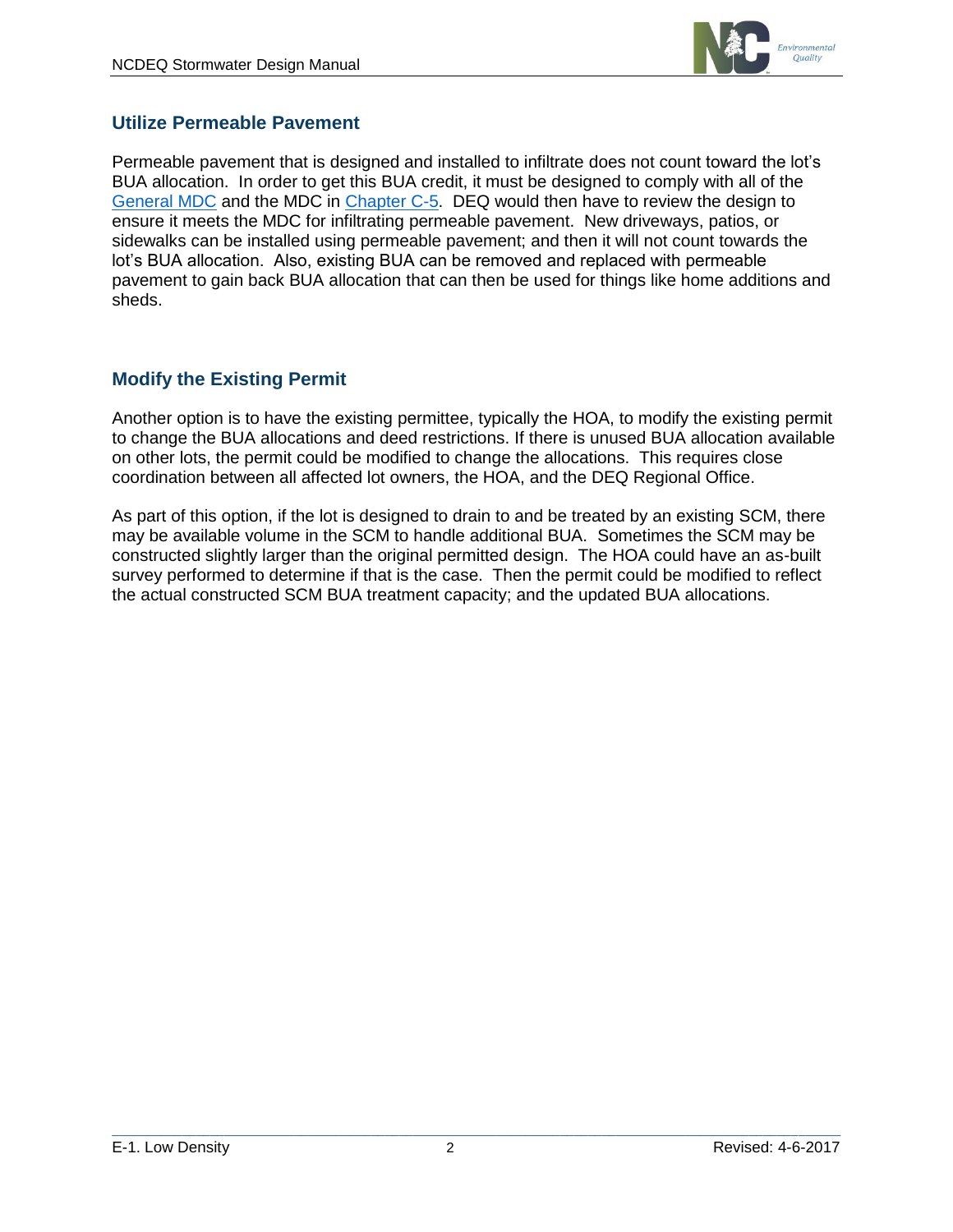## Utilize Permeable Pavement

Permeable pavement that is designed and installed to infiltrate does not count toward the lot's BUA allocation. In order to get this BUA credit, it must be designed to comply with all of the General MDC and the MDC in Chapter C-5. DEQ would then have to review the design to ensure it meets the MDC for infiltrating permeable pavement. New driveways, patios, or sidewalks can be installed using permeable pavement; and then it will not count towards the lot's BUA allocation. Also, existing BUA can be removed and replaced with permeable pavement to gain back BUA allocation that can then be used for things like home additions and sheds.

## Modify the Existing Permit

Another option is to have the existing permittee, typically the HOA, to modify the existing permit to change the BUA allocations and deed restrictions. If there is unused BUA allocation available on other lots, the permit could be modified to change the allocations. This requires close coordination between all affected lot owners, the HOA, and the DEQ Regional Office.

As part of this option, if the lot is designed to drain to and be treated by an existing SCM, there may be available volume in the SCM to handle additional BUA. Sometimes the SCM may be constructed slightly larger than the original permitted design. The HOA could have an as-built survey performed to determine if that is the case. Then the permit could be modified to reflect the actual constructed SCM BUA treatment capacity; and the updated BUA allocations.